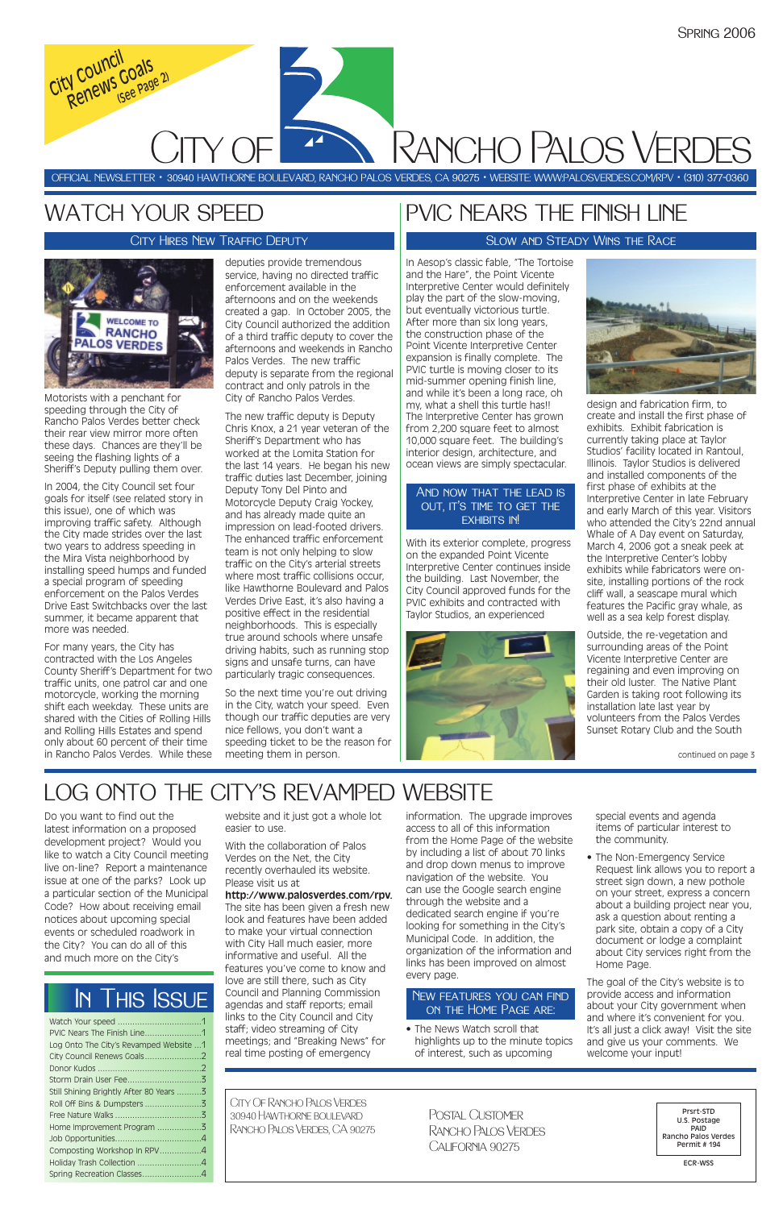Spring 2006

City Council Renews Goals (See Page 2)

# City of Rancho Palos Verdes

OFFICIAL NEWSLETTER • 30940 HAWTHORNE BOULEVARD, RANCHO PALOS VERDES, CA 90275 • WEBSITE: WWW.PALOSVERDES.COM/RPV • (310) 377-0360

## WATCH YOUR SPEED

### City Hires New Traffic Deputy

Motorists with a penchant for speeding through the City of Rancho Palos Verdes better check their rear view mirror more often these days. Chances are they'll be seeing the flashing lights of a Sheriff's Deputy pulling them over.

In 2004, the City Council set four goals for itself (see related story in this issue), one of which was improving traffic safety. Although the City made strides over the last two years to address speeding in the Mira Vista neighborhood by installing speed humps and funded a special program of speeding enforcement on the Palos Verdes Drive East Switchbacks over the last summer, it became apparent that more was needed.

For many years, the City has contracted with the Los Angeles County Sheriff's Department for two traffic units, one patrol car and one motorcycle, working the morning shift each weekday. These units are shared with the Cities of Rolling Hills and Rolling Hills Estates and spend only about 60 percent of their time in Rancho Palos Verdes. While these deputies provide tremendous service, having no directed traffic enforcement available in the afternoons and on the weekends created a gap. In October 2005, the City Council authorized the addition of a third traffic deputy to cover the afternoons and weekends in Rancho Palos Verdes. The new traffic deputy is separate from the regional contract and only patrols in the City of Rancho Palos Verdes.

The new traffic deputy is Deputy Chris Knox, a 21 year veteran of the Sheriff's Department who has worked at the Lomita Station for the last 14 years. He began his new traffic duties last December, joining Deputy Tony Del Pinto and Motorcycle Deputy Craig Yockey, and has already made quite an impression on lead-footed drivers. The enhanced traffic enforcement team is not only helping to slow traffic on the City's arterial streets where most traffic collisions occur, like Hawthorne Boulevard and Palos Verdes Drive East, it's also having a positive effect in the residential neighborhoods. This is especially true around schools where unsafe driving habits, such as running stop signs and unsafe turns, can have particularly tragic consequences.

So the next time you're out driving in the City, watch your speed. Even though our traffic deputies are very nice fellows, you don't want a speeding ticket to be the reason for meeting them in person.

## PVIC NEARS THE FINISH LINE

### Slow and Steady Wins the Race

In Aesop's classic fable, "The Tortoise and the Hare", the Point Vicente Interpretive Center would definitely play the part of the slow-moving, but eventually victorious turtle. After more than six long years, the construction phase of the Point Vicente Interpretive Center expansion is finally complete. The PVIC turtle is moving closer to its mid-summer opening finish line, and while it's been a long race, oh my, what a shell this turtle has!! The Interpretive Center has grown from 2,200 square feet to almost 10,000 square feet. The building's interior design, architecture, and ocean views are simply spectacular.

### And Now That the Lead is Out, It's Time to Get the Exhibits In!

With its exterior complete, progress on the expanded Point Vicente Interpretive Center continues inside the building. Last November, the City Council approved funds for the PVIC exhibits and contracted with Taylor Studios, an experienced design and fabrication firm, to create and install the first phase of exhibits. Exhibit fabrication is currently taking place at Taylor Studios' facility located in Rantoul, Illinois. Taylor Studios is delivered and installed components of the first phase of exhibits at the Interpretive Center in late February and early March of this year. Visitors who attended the City's 22nd annual Whale of A Day event on Saturday, March 4, 2006 got a sneak peek at the Interpretive Center's lobby exhibits while fabricators were on-site, installing portions of the rock cliff wall, a seascape mural which features the Pacific gray whale, as well as a sea kelp forest display.

Outside, the re-vegetation and surrounding areas of the Point Vicente Interpretive Center are regaining and even improving on their old luster. The Native Plant Garden is taking root following its installation late last year by volunteers from the Palos Verdes Sunset Rotary Club and the South

continued on page 3

## LOG ONTO THE CITY'S REVAMPED WEBSITE

Do you want to find out the latest information on a proposed development project? Would you like to watch a City Council meeting live on-line? Report a maintenance issue at one of the parks? Look up a particular section of the Municipal Code? How about receiving email notices about upcoming special events or scheduled roadwork in the City? You can do all of this and much more on the City's website and it just got a whole lot easier to use.

With the collaboration of Palos Verdes on the Net, the City recently overhauled its website. Please visit us at **http://www.palosverdes.com/rpv**. The site has been given a fresh new look and features have been added to make your virtual connection with City Hall much easier, more informative and useful. All the features you've come to know and love are still there, such as City Council and Planning Commission agendas and staff reports; email links to the City Council and City staff; video streaming of City meetings; and "Breaking News" for real time posting of emergency information. The upgrade improves access to all of this information from the Home Page of the website by including a list of about 70 links and drop down menus to improve navigation of the website. You can use the Google search engine through the website and a dedicated search engine if you're looking for something in the City's Municipal Code. In addition, the organization of the information and links has been improved on almost every page.

### New Features You Can Find on the Home Page Are:

- The News Watch scroll that highlights up to the minute topics of interest, such as upcoming special events and agenda items of particular interest to the community.
- The Non-Emergency Service Request link allows you to report a street sign down, a new pothole on your street, express a concern about a building project near you, ask a question about renting a park site, obtain a copy of a City document or lodge a complaint about City services right from the Home Page.

The goal of the City's website is to provide access and information about your City government when and where it's convenient for you. It's all just a click away! Visit the site and give us your comments. We welcome your input!

## In This Issue

| | |
|---|---|
| Watch Your speed | 1 |
| PVIC Nears The Finish Line | 1 |
| Log Onto The City's Revamped Website | 1 |
| City Council Renews Goals | 2 |
| Donor Kudos | 2 |
| Storm Drain User Fee | 3 |
| Still Shining Brightly After 80 Years | 3 |
| Roll Off Bins & Dumpsters | 3 |
| Free Nature Walks | 3 |
| Home Improvement Program | 3 |
| Job Opportunities | 4 |
| Composting Workshop In RPV | 4 |
| Holiday Trash Collection | 4 |
| Spring Recreation Classes | 4 |

City Of Rancho Palos Verdes
30940 Hawthorne Boulevard
Rancho Palos Verdes, CA 90275

Postal Customer
Rancho Palos Verdes
California 90275

Prsrt-STD
U.S. Postage
PAID
Rancho Palos Verdes
Permit # 194

ECR-WSS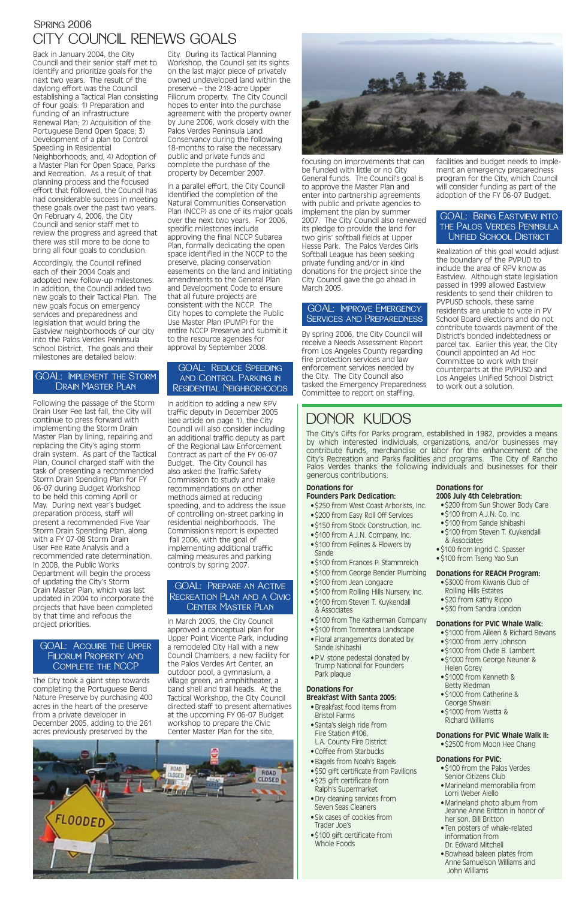## Spring 2006

# CITY COUNCIL RENEWS GOALS

Back in January 2004, the City Council and their senior staff met to identify and prioritize goals for the next two years. The result of the daylong effort was the Council establishing a Tactical Plan consisting of four goals: 1) Preparation and funding of an Infrastructure Renewal Plan; 2) Acquisition of the Portuguese Bend Open Space; 3) Development of a plan to Control Speeding in Residential Neighborhoods; and, 4) Adoption of a Master Plan for Open Space, Parks and Recreation. As a result of that planning process and the focused effort that followed, the City Council has had considerable success in meeting these goals over the past two years. On February 4, 2006, the City Council and senior staff met to review the progress and agreed that there was still more to be done to bring all four goals to conclusion.

Accordingly, the Council refined each of their 2004 Goals and adopted new follow-up milestones. In addition, the Council added two new goals to their Tactical Plan. The new goals focus on emergency services and preparedness and legislation that would bring the Eastview neighborhoods of our city into the Palos Verdes Peninsula School District. The goals and their milestones are detailed below:

### GOAL: Implement the Storm Drain Master Plan

Following the passage of the Storm Drain User Fee last fall, the City will continue to press forward with implementing the Storm Drain Master Plan by lining, repairing and replacing the City's aging storm drain system. As part of the Tactical Plan, Council charged staff with the task of presenting a recommended Storm Drain Spending Plan for FY 06-07 during Budget Workshop to be held this coming April or May. During next year's budget preparation process, staff will present a recommended Five Year Storm Drain Spending Plan, along with a FY 07-08 Storm Drain User Fee Rate Analysis and a recommended rate determination. In 2008, the Public Works Department will begin the process of updating the City's Storm Drain Master Plan, which was last updated in 2004 to incorporate the projects that have been completed by that time and refocus the project priorities.

### GOAL: Acquire the Upper Filiorum Property and Complete the NCCP

The City took a giant step towards completing the Portuguese Bend Nature Preserve by purchasing 400 acres in the heart of the preserve from a private developer in December 2005, adding to the 261 acres previously preserved by the City. During its Tactical Planning Workshop, the Council set its sights on the last major piece of privately owned undeveloped land within the preserve – the 218-acre Upper Filiorum property. The City Council hopes to enter into the purchase agreement with the property owner by June 2006, work closely with the Palos Verdes Peninsula Land Conservancy during the following 18-months to raise the necessary public and private funds and complete the purchase of the property by December 2007.

In a parallel effort, the City Council identified the completion of the Natural Communities Conservation Plan (NCCP) as one of its major goals over the next two years. For 2006, specific milestones include approving the final NCCP Subarea Plan, formally dedicating the open space identified in the NCCP to the preserve, placing conservation easements on the land and initiating amendments to the General Plan and Development Code to ensure that all future projects are consistent with the NCCP. The City hopes to complete the Public Use Master Plan (PUMP) for the entire NCCP Preserve and submit it to the resource agencies for approval by September 2008.

### GOAL: Reduce Speeding and Control Parking in Residential Neighborhoods

In addition to adding a new RPV traffic deputy in December 2005 (see article on page 1), the City Council will also consider including an additional traffic deputy as part of the Regional Law Enforcement Contract as a part of the FY 06-07 Budget. The City Council has also asked the Traffic Safety Commission to study and make recommendations on other methods aimed at reducing speeding, and to address the issue of controlling on-street parking in residential neighborhoods. The Commission's report is expected fall 2006, with the goal of implementing additional traffic calming measures and parking controls by spring 2007.

### GOAL: Prepare an Active Recreation Plan and a Civic Center Master Plan

In March 2005, the City Council approved a conceptual plan for Upper Point Vicente Park, including a remodeled City Hall with a new Council Chambers, a new facility for the Palos Verdes Art Center, an outdoor pool, a gymnasium, a village green, an amphitheater, a band shell and trail heads. At the Tactical Workshop, the City Council directed staff to present alternatives at the upcoming FY 06-07 Budget workshop to prepare the Civic Center Master Plan for the site, focusing on improvements that can be funded with little or no City General funds. The Council's goal is to approve the Master Plan and enter into partnership agreements with public and private agencies to implement the plan by summer 2007. The City Council also renewed its pledge to provide the land for two girls' softball fields at Upper Hesse Park. The Palos Verdes Girls Softball League has been seeking private funding and/or in kind donations for the project since the City Council gave the go ahead in March 2005.

### GOAL: Improve Emergency Services and Preparedness

By spring 2006, the City Council will receive a Needs Assessment Report from Los Angeles County regarding fire protection services and law enforcement services needed by the City. The City Council also tasked the Emergency Preparedness Committee to report on staffing, facilities and budget needs to implement an emergency preparedness program for the City, which Council will consider funding as part of the adoption of the FY 06-07 Budget.

### GOAL: Bring Eastview into the Palos Verdes Peninsula Unified School District

Realization of this goal would adjust the boundary of the PVPUD to include the area of RPV know as Eastview. Although state legislation passed in 1999 allowed Eastview residents to send their children to PVPUSD schools, these same residents are unable to vote in PV School Board elections and do not contribute towards payment of the District's bonded indebtedness or parcel tax. Earlier this year, the City Council appointed an Ad Hoc Committee to work with their counterparts at the PVPUSD and Los Angeles Unified School District to work out a solution.

# DONOR KUDOS

The City's Gifts for Parks program, established in 1982, provides a means by which interested individuals, organizations, and/or businesses may contribute funds, merchandise or labor for the enhancement of the City's Recreation and Parks facilities and programs. The City of Rancho Palos Verdes thanks the following individuals and businesses for their generous contributions.

**Donations for Founders Park Dedication:**

- $250 from West Coast Arborists, Inc.
- $200 from Easy Roll Off Services
- $150 from Stock Construction, Inc.
- $100 from A.J.N. Company, Inc.
- $100 from Felines & Flowers by Sande
- $100 from Frances P. Stammreich
- $100 from George Bender Plumbing
- $100 from Jean Longacre
- $100 from Rolling Hills Nursery, Inc.
- $100 from Steven T. Kuykendall & Associates
- $100 from The Katherman Company
- $100 from Torrentera Landscape
- Floral arrangements donated by Sande Ishibashi
- P.V. stone pedestal donated by Trump National for Founders Park plaque

**Donations for Breakfast With Santa 2005:**

- Breakfast food items from Bristol Farms
- Santa's sleigh ride from Fire Station #106, L.A. County Fire District
- Coffee from Starbucks
- Bagels from Noah's Bagels
- $50 gift certificate from Pavilions
- $25 gift certificate from Ralph's Supermarket
- Dry cleaning services from Seven Seas Cleaners
- Six cases of cookies from Trader Joe's
- $100 gift certificate from Whole Foods

**Donations for 2006 July 4th Celebration:**

- $200 from Sun Shower Body Care
- $100 from A.J.N. Co. Inc.
- $100 from Sande Ishibashi
- $100 from Steven T. Kuykendall & Associates
- $100 from Ingrid C. Spasser
- $100 from Tseng Yao Sun

**Donations for REACH Program:**

- $3000 from Kiwanis Club of Rolling Hills Estates
- $20 from Kathy Rippo
- $30 from Sandra London

**Donations for PVIC Whale Walk:**

- $1000 from Aileen & Richard Bevans
- $1000 from Jerry Johnson
- $1000 from Clyde B. Lambert
- $1000 from George Neuner & Helen Gorey
- $1000 from Kenneth & Betty Riedman
- $1000 from Catherine & George Shweiri
- $1000 from Yvetta & Richard Williams

**Donations for PVIC Whale Walk II:**

- $2500 from Moon Hee Chang

**Donations for PVIC:**

- $100 from the Palos Verdes Senior Citizens Club
- Marineland memorabilia from Lorri Weber Aiello
- Marineland photo album from Jeanne Anne Britton in honor of her son, Bill Britton
- Ten posters of whale-related information from Dr. Edward Mitchell
- Bowhead baleen plates from Anne Samuelson Williams and John Williams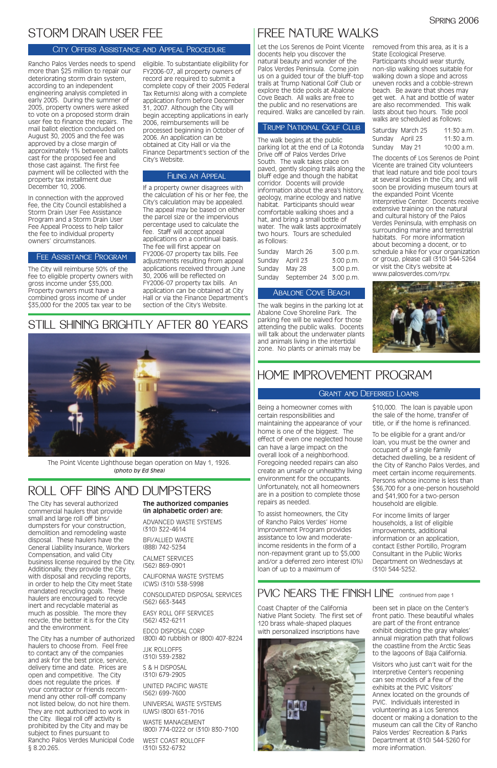# STORM DRAIN USER FEE

## City Offers Assistance and Appeal Procedure

Rancho Palos Verdes needs to spend more than $25 million to repair our deteriorating storm drain system, according to an independent engineering analysis completed in early 2005. During the summer of 2005, property owners were asked to vote on a proposed storm drain user fee to finance the repairs. The mail ballot election concluded on August 30, 2005 and the fee was approved by a close margin of approximately 1% between ballots cast for the proposed fee and those cast against. The first fee payment will be collected with the property tax installment due December 10, 2006.

In connection with the approved fee, the City Council established a Storm Drain User Fee Assistance Program and a Storm Drain User Fee Appeal Process to help tailor the fee to individual property owners' circumstances.

### Fee Assistance Program

The City will reimburse 50% of the fee to eligible property owners with gross income under $35,000. Property owners must have a combined gross income of under $35,000 for the 2005 tax year to be eligible. To substantiate eligibility for FY2006-07, all property owners of record are required to submit a complete copy of their 2005 Federal Tax Return(s) along with a complete application form before December 31, 2007. Although the City will begin accepting applications in early 2006, reimbursements will be processed beginning in October of 2006. An application can be obtained at City Hall or via the Finance Department's section of the City's Website.

### Filing an Appeal

If a property owner disagrees with the calculation of his or her fee, the City's calculation may be appealed. The appeal may be based on either the parcel size or the impervious percentage used to calculate the fee. Staff will accept appeal applications on a continual basis. The fee will first appear on FY2006-07 property tax bills. Fee adjustments resulting from appeal applications received through June 30, 2006 will be reflected on FY2006-07 property tax bills. An application can be obtained at City Hall or via the Finance Department's section of the City's Website.

# STILL SHINING BRIGHTLY AFTER 80 YEARS

The Point Vicente Lighthouse began operation on May 1, 1926. *(photo by Ed Shea)*

# ROLL OFF BINS AND DUMPSTERS

The City has several authorized commercial haulers that provide small and large roll off bins/ dumpsters for your construction, demolition and remodeling waste disposal. These haulers have the General Liability Insurance, Workers Compensation, and valid City business license required by the City. Additionally, they provide the City with disposal and recycling reports, in order to help the City meet State mandated recycling goals. These haulers are encouraged to recycle inert and recyclable material as much as possible. The more they recycle, the better it is for the City and the environment.

The City has a number of authorized haulers to choose from. Feel free to contact any of the companies and ask for the best price, service, delivery time and date. Prices are open and competitive. The City does not regulate the prices. If your contractor or friends recommend any other roll-off company not listed below, do not hire them. They are not authorized to work in the City. Illegal roll off activity is prohibited by the City and may be subject to fines pursuant to Rancho Palos Verdes Municipal Code § 8.20.265.

**The authorized companies (in alphabetic order) are:**

ADVANCED WASTE SYSTEMS
(310) 322-4614

BFI/ALLIED WASTE
(888) 742-5234

CALMET SERVICES
(562) 869-0901

CALIFORNIA WASTE SYSTEMS (CWS) (310) 538-5998

CONSOLIDATED DISPOSAL SERVICES
(562) 663-3443

EASY ROLL OFF SERVICES
(562) 432-6211

EDCO DISPOSAL CORP
(800) 40 rubbish or (800) 407-8224

JJK ROLLOFFS
(310) 539-2382

S & H DISPOSAL
(310) 679-2905

UNITED PACIFIC WASTE
(562) 699-7600

UNIVERSAL WASTE SYSTEMS (UWS) (800) 631-7016

WASTE MANAGEMENT
(800) 774-0222 or (310) 830-7100

WEST COAST ROLLOFF
(310) 532-6732

# FREE NATURE WALKS

Let the Los Serenos de Point Vicente docents help you discover the natural beauty and wonder of the Palos Verdes Peninsula. Come join us on a guided tour of the bluff-top trails at Trump National Golf Club or explore the tide pools at Abalone Cove Beach. All walks are free to the public and no reservations are required. Walks are cancelled by rain.

## Trump National Golf Club

The walk begins at the public parking lot at the end of La Rotonda Drive off of Palos Verdes Drive South. The walk takes place on paved, gently sloping trails along the bluff edge and though the habitat corridor. Docents will provide information about the area's history, geology, marine ecology and native habitat. Participants should wear comfortable walking shoes and a hat, and bring a small bottle of water. The walk lasts approximately two hours. Tours are scheduled as follows:

| | | |
|---|---|---|
| Sunday | March 26 | 3:00 p.m. |
| Sunday | April 23 | 3:00 p.m. |
| Sunday | May 28 | 3:00 p.m. |
| Sunday | September 24 | 3:00 p.m. |

## Abalone Cove Beach

The walk begins in the parking lot at Abalone Cove Shoreline Park. The parking fee will be waived for those attending the public walks. Docents will talk about the underwater plants and animals living in the intertidal zone. No plants or animals may be removed from this area, as it is a State Ecological Preserve. Participants should wear sturdy, non-slip walking shoes suitable for walking down a slope and across uneven rocks and a cobble-strewn beach. Be aware that shoes may get wet. A hat and bottle of water are also recommended. This walk lasts about two hours. Tide pool walks are scheduled as follows:

| | | |
|---|---|---|
| Saturday | March 25 | 11:30 a.m. |
| Sunday | April 23 | 11:30 a.m. |
| Sunday | May 21 | 10:00 a.m. |

The docents of Los Serenos de Point Vicente are trained City volunteers that lead nature and tide pool tours at several locales in the City, and will soon be providing museum tours at the expanded Point Vicente Interpretive Center. Docents receive extensive training on the natural and cultural history of the Palos Verdes Peninsula, with emphasis on surrounding marine and terrestrial habitats. For more information about becoming a docent, or to schedule a hike for your organization or group, please call (310) 544-5264 or visit the City's website at www.palosverdes.com/rpv.

# HOME IMPROVEMENT PROGRAM

## Grant and Deferred Loans

Being a homeowner comes with certain responsibilities and maintaining the appearance of your home is one of the biggest. The effect of even one neglected house can have a large impact on the overall look of a neighborhood. Foregoing needed repairs can also create an unsafe or unhealthy living environment for the occupants. Unfortunately, not all homeowners are in a position to complete those repairs as needed.

To assist homeowners, the City of Rancho Palos Verdes' Home Improvement Program provides assistance to low and moderate-income residents in the form of a non-repayment grant up to $5,000 and/or a deferred zero interest (0%) loan of up to a maximum of $10,000. The loan is payable upon the sale of the home, transfer of title, or if the home is refinanced.

To be eligible for a grant and/or loan, you must be the owner and occupant of a single family detached dwelling, be a resident of the City of Rancho Palos Verdes, and meet certain income requirements. Persons whose income is less than $36,700 for a one-person household and $41,900 for a two-person household are eligible.

For income limits of larger households, a list of eligible improvements, additional information or an application, contact Esther Portillo, Program Consultant in the Public Works Department on Wednesdays at (310) 544-5252.

# PVIC NEARS THE FINISH LINE *continued from page 1*

Coast Chapter of the California Native Plant Society. The first set of 120 brass whale-shaped plaques with personalized inscriptions have been set in place on the Center's front patio. These beautiful whales are part of the front entrance exhibit depicting the gray whales' annual migration path that follows the coastline from the Arctic Seas to the lagoons of Baja California.

Visitors who just can't wait for the Interpretive Center's reopening can see models of a few of the exhibits at the PVIC Visitors' Annex located on the grounds of PVIC. Individuals interested in volunteering as a Los Serenos docent or making a donation to the museum can call the City of Rancho Palos Verdes' Recreation & Parks Department at (310) 544-5260 for more information.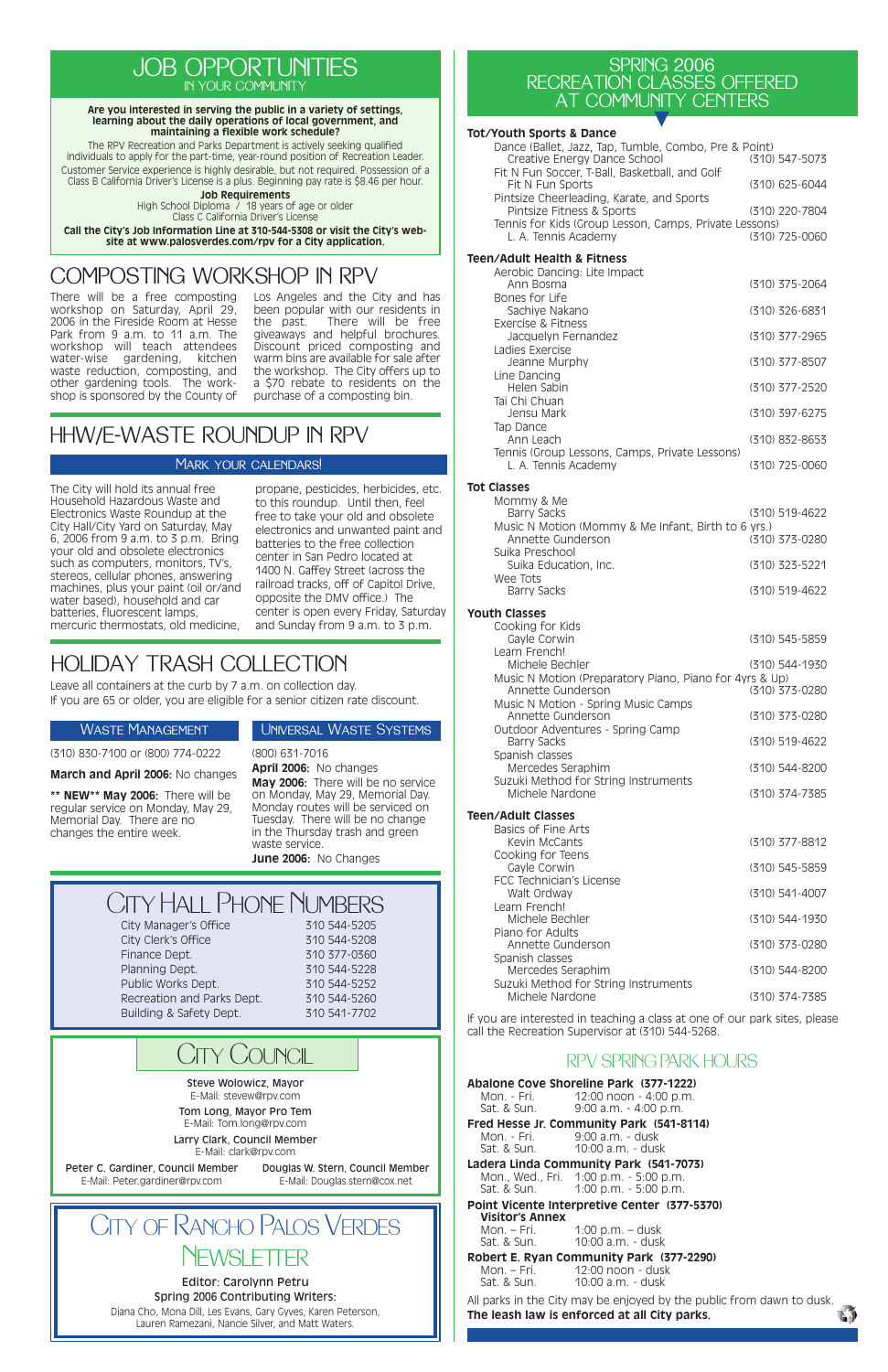# JOB OPPORTUNITIES

IN YOUR COMMUNITY

**Are you interested in serving the public in a variety of settings, learning about the daily operations of local government, and maintaining a flexible work schedule?**

The RPV Recreation and Parks Department is actively seeking qualified individuals to apply for the part-time, year-round position of Recreation Leader. Customer Service experience is highly desirable, but not required. Possession of a Class B California Driver's License is a plus. Beginning pay rate is $8.46 per hour.

**Job Requirements**

High School Diploma / 18 years of age or older
Class C California Driver's License

**Call the City's Job Information Line at 310-544-5308 or visit the City's website at www.palosverdes.com/rpv for a City application.**

# COMPOSTING WORKSHOP IN RPV

There will be a free composting workshop on Saturday, April 29, 2006 in the Fireside Room at Hesse Park from 9 a.m. to 11 a.m. The workshop will teach attendees water-wise gardening, kitchen waste reduction, composting, and other gardening tools. The workshop is sponsored by the County of Los Angeles and the City and has been popular with our residents in the past. There will be free giveaways and helpful brochures. Discount priced composting and warm bins are available for sale after the workshop. The City offers up to a $70 rebate to residents on the purchase of a composting bin.

# HHW/E-WASTE ROUNDUP IN RPV

## Mark your calendars!

The City will hold its annual free Household Hazardous Waste and Electronics Waste Roundup at the City Hall/City Yard on Saturday, May 6, 2006 from 9 a.m. to 3 p.m. Bring your old and obsolete electronics such as computers, monitors, TV's, stereos, cellular phones, answering machines, plus your paint (oil or/and water based), household and car batteries, fluorescent lamps, mercuric thermostats, old medicine, propane, pesticides, herbicides, etc. to this roundup. Until then, feel free to take your old and obsolete electronics and unwanted paint and batteries to the free collection center in San Pedro located at 1400 N. Gaffey Street (across the railroad tracks, off of Capitol Drive, opposite the DMV office.) The center is open every Friday, Saturday and Sunday from 9 a.m. to 3 p.m.

# HOLIDAY TRASH COLLECTION

Leave all containers at the curb by 7 a.m. on collection day.
If you are 65 or older, you are eligible for a senior citizen rate discount.

## Waste Management

(310) 830-7100 or (800) 774-0222

**March and April 2006:** No changes

**** NEW** May 2006:** There will be regular service on Monday, May 29, Memorial Day. There are no changes the entire week.

## Universal Waste Systems

(800) 631-7016

**April 2006:** No changes

**May 2006:** There will be no service on Monday, May 29, Memorial Day. Monday routes will be serviced on Tuesday. There will be no change in the Thursday trash and green waste service.

**June 2006:** No Changes

# City Hall Phone Numbers

| | |
|---|---|
| City Manager's Office | 310 544-5205 |
| City Clerk's Office | 310 544-5208 |
| Finance Dept. | 310 377-0360 |
| Planning Dept. | 310 544-5228 |
| Public Works Dept. | 310 544-5252 |
| Recreation and Parks Dept. | 310 544-5260 |
| Building & Safety Dept. | 310 541-7702 |

# City Council

**Steve Wolowicz, Mayor**
E-Mail: stevew@rpv.com

**Tom Long, Mayor Pro Tem**
E-Mail: Tom.long@rpv.com

**Larry Clark, Council Member**
E-Mail: clark@rpv.com

**Peter C. Gardiner, Council Member**
E-Mail: Peter.gardiner@rpv.com

**Douglas W. Stern, Council Member**
E-Mail: Douglas.stern@cox.net

# City of Rancho Palos Verdes Newsletter

**Editor: Carolynn Petru**

**Spring 2006 Contributing Writers:**

Diana Cho, Mona Dill, Les Evans, Gary Gyves, Karen Peterson, Lauren Ramezani, Nancie Silver, and Matt Waters.

# SPRING 2006 RECREATION CLASSES OFFERED AT COMMUNITY CENTERS

### Tot/Youth Sports & Dance

- Dance (Ballet, Jazz, Tap, Tumble, Combo, Pre & Point)
  - Creative Energy Dance School — (310) 547-5073
- Fit N Fun Soccer, T-Ball, Basketball, and Golf
  - Fit N Fun Sports — (310) 625-6044
- Pintsize Cheerleading, Karate, and Sports
  - Pintsize Fitness & Sports — (310) 220-7804
- Tennis for Kids (Group Lesson, Camps, Private Lessons)
  - L. A. Tennis Academy — (310) 725-0060

### Teen/Adult Health & Fitness

- Aerobic Dancing: Lite Impact
  - Ann Bosma — (310) 375-2064
- Bones for Life
  - Sachiye Nakano — (310) 326-6831
- Exercise & Fitness
  - Jacquelyn Fernandez — (310) 377-2965
- Ladies Exercise
  - Jeanne Murphy — (310) 377-8507
- Line Dancing
  - Helen Sabin — (310) 377-2520
- Tai Chi Chuan
  - Jensu Mark — (310) 397-6275
- Tap Dance
  - Ann Leach — (310) 832-8653
- Tennis (Group Lessons, Camps, Private Lessons)
  - L. A. Tennis Academy — (310) 725-0060

### Tot Classes

- Mommy & Me
  - Barry Sacks — (310) 519-4622
- Music N Motion (Mommy & Me Infant, Birth to 6 yrs.)
  - Annette Gunderson — (310) 373-0280
- Suika Preschool
  - Suika Education, Inc. — (310) 323-5221
- Wee Tots
  - Barry Sacks — (310) 519-4622

### Youth Classes

- Cooking for Kids
  - Cayle Corwin — (310) 545-5859
- Learn French!
  - Michele Bechler — (310) 544-1930
- Music N Motion (Preparatory Piano, Piano for 4yrs & Up)
  - Annette Gunderson — (310) 373-0280
- Music N Motion - Spring Music Camps
  - Annette Gunderson — (310) 373-0280
- Outdoor Adventures - Spring Camp
  - Barry Sacks — (310) 519-4622
- Spanish classes
  - Mercedes Seraphim — (310) 544-8200
- Suzuki Method for String Instruments
  - Michele Nardone — (310) 374-7385

### Teen/Adult Classes

- Basics of Fine Arts
  - Kevin McCants — (310) 377-8812
- Cooking for Teens
  - Cayle Corwin — (310) 545-5859
- FCC Technician's License
  - Walt Ordway — (310) 541-4007
- Learn French!
  - Michele Bechler — (310) 544-1930
- Piano for Adults
  - Annette Gunderson — (310) 373-0280
- Spanish classes
  - Mercedes Seraphim — (310) 544-8200
- Suzuki Method for String Instruments
  - Michele Nardone — (310) 374-7385

If you are interested in teaching a class at one of our park sites, please call the Recreation Supervisor at (310) 544-5268.

## RPV SPRING PARK HOURS

**Abalone Cove Shoreline Park (377-1222)**
Mon. - Fri. 12:00 noon - 4:00 p.m.
Sat. & Sun. 9:00 a.m. - 4:00 p.m.

**Fred Hesse Jr. Community Park (541-8114)**
Mon. - Fri. 9:00 a.m. - dusk
Sat. & Sun. 10:00 a.m. - dusk

**Ladera Linda Community Park (541-7073)**
Mon., Wed., Fri. 1:00 p.m. - 5:00 p.m.
Sat. & Sun. 1:00 p.m. - 5:00 p.m.

**Point Vicente Interpretive Center (377-5370)**
**Visitor's Annex**
Mon. – Fri. 1:00 p.m. – dusk
Sat. & Sun. 10:00 a.m. - dusk

**Robert E. Ryan Community Park (377-2290)**
Mon. – Fri. 12:00 noon - dusk
Sat. & Sun. 10:00 a.m. - dusk

All parks in the City may be enjoyed by the public from dawn to dusk.
**The leash law is enforced at all City parks.**